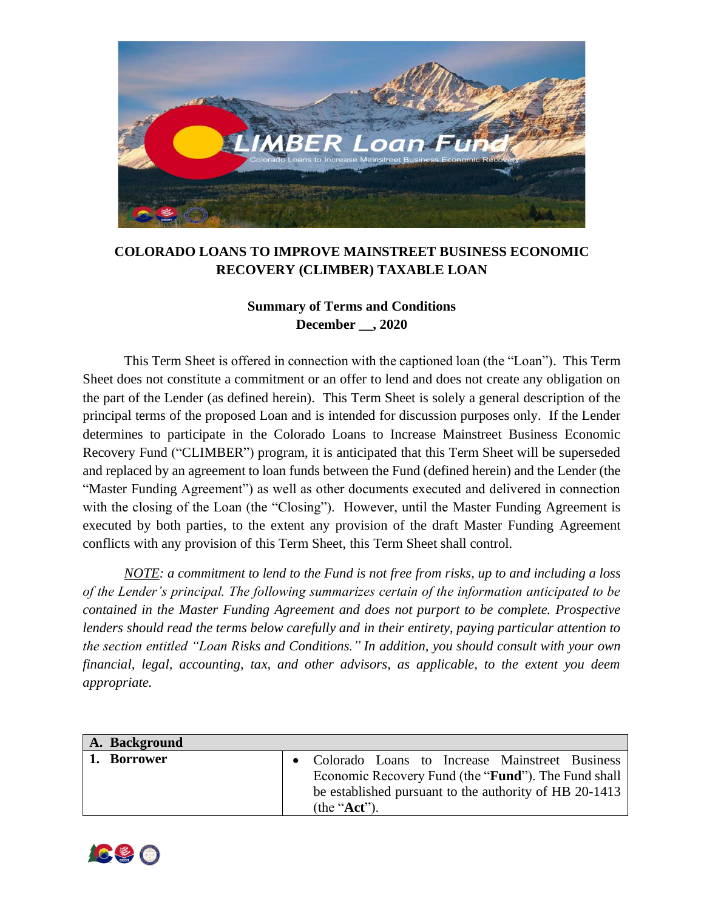## COLORADO LOANS TO IMPROVE MAINSTREET BUSINESS ECONOMIC RECOVERY (CLIMBER) TAXABLE LOAN

**Summary of Terms and Conditions**
**December __, 2020**

This Term Sheet is offered in connection with the captioned loan (the "Loan"). This Term Sheet does not constitute a commitment or an offer to lend and does not create any obligation on the part of the Lender (as defined herein). This Term Sheet is solely a general description of the principal terms of the proposed Loan and is intended for discussion purposes only. If the Lender determines to participate in the Colorado Loans to Increase Mainstreet Business Economic Recovery Fund ("CLIMBER") program, it is anticipated that this Term Sheet will be superseded and replaced by an agreement to loan funds between the Fund (defined herein) and the Lender (the "Master Funding Agreement") as well as other documents executed and delivered in connection with the closing of the Loan (the "Closing"). However, until the Master Funding Agreement is executed by both parties, to the extent any provision of the draft Master Funding Agreement conflicts with any provision of this Term Sheet, this Term Sheet shall control.

*<u>NOTE</u>: a commitment to lend to the Fund is not free from risks, up to and including a loss of the Lender's principal. The following summarizes certain of the information anticipated to be contained in the Master Funding Agreement and does not purport to be complete. Prospective lenders should read the terms below carefully and in their entirety, paying particular attention to the section entitled "Loan Risks and Conditions." In addition, you should consult with your own financial, legal, accounting, tax, and other advisors, as applicable, to the extent you deem appropriate.*

| **A. Background** | |
|---|---|
| **1. Borrower** | • Colorado Loans to Increase Mainstreet Business Economic Recovery Fund (the "**Fund**"). The Fund shall be established pursuant to the authority of HB 20-1413 (the "**Act**"). |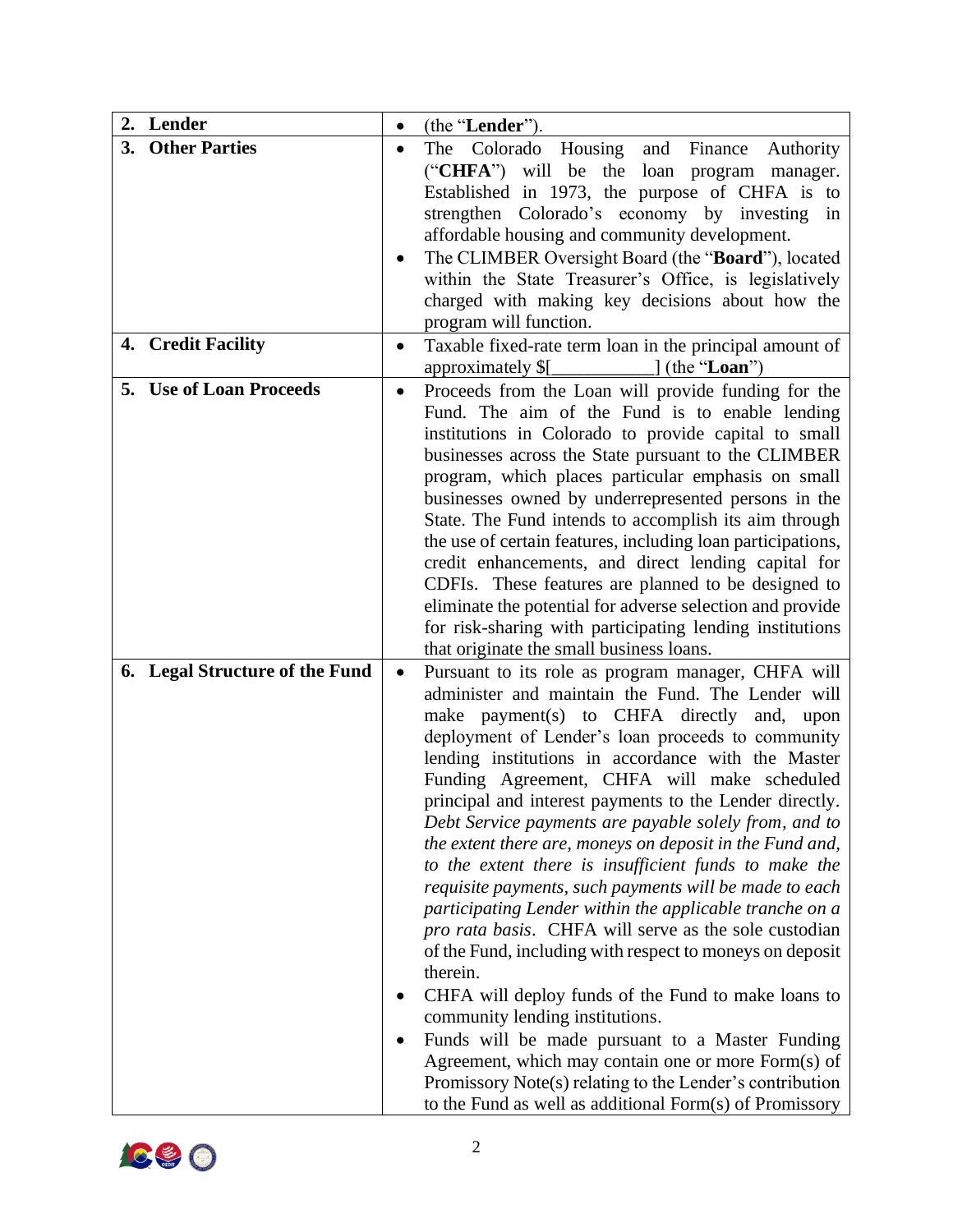| | |
|---|---|
| **2. Lender** | • (the "**Lender**"). |
| **3. Other Parties** | • The Colorado Housing and Finance Authority ("**CHFA**") will be the loan program manager. Established in 1973, the purpose of CHFA is to strengthen Colorado's economy by investing in affordable housing and community development.<br>• The CLIMBER Oversight Board (the "**Board**"), located within the State Treasurer's Office, is legislatively charged with making key decisions about how the program will function. |
| **4. Credit Facility** | • Taxable fixed-rate term loan in the principal amount of approximately $[___________] (the "**Loan**") |
| **5. Use of Loan Proceeds** | • Proceeds from the Loan will provide funding for the Fund. The aim of the Fund is to enable lending institutions in Colorado to provide capital to small businesses across the State pursuant to the CLIMBER program, which places particular emphasis on small businesses owned by underrepresented persons in the State. The Fund intends to accomplish its aim through the use of certain features, including loan participations, credit enhancements, and direct lending capital for CDFIs. These features are planned to be designed to eliminate the potential for adverse selection and provide for risk-sharing with participating lending institutions that originate the small business loans. |
| **6. Legal Structure of the Fund** | • Pursuant to its role as program manager, CHFA will administer and maintain the Fund. The Lender will make payment(s) to CHFA directly and, upon deployment of Lender's loan proceeds to community lending institutions in accordance with the Master Funding Agreement, CHFA will make scheduled principal and interest payments to the Lender directly. *Debt Service payments are payable solely from, and to the extent there are, moneys on deposit in the Fund and, to the extent there is insufficient funds to make the requisite payments, such payments will be made to each participating Lender within the applicable tranche on a pro rata basis*. CHFA will serve as the sole custodian of the Fund, including with respect to moneys on deposit therein.<br>• CHFA will deploy funds of the Fund to make loans to community lending institutions.<br>• Funds will be made pursuant to a Master Funding Agreement, which may contain one or more Form(s) of Promissory Note(s) relating to the Lender's contribution to the Fund as well as additional Form(s) of Promissory |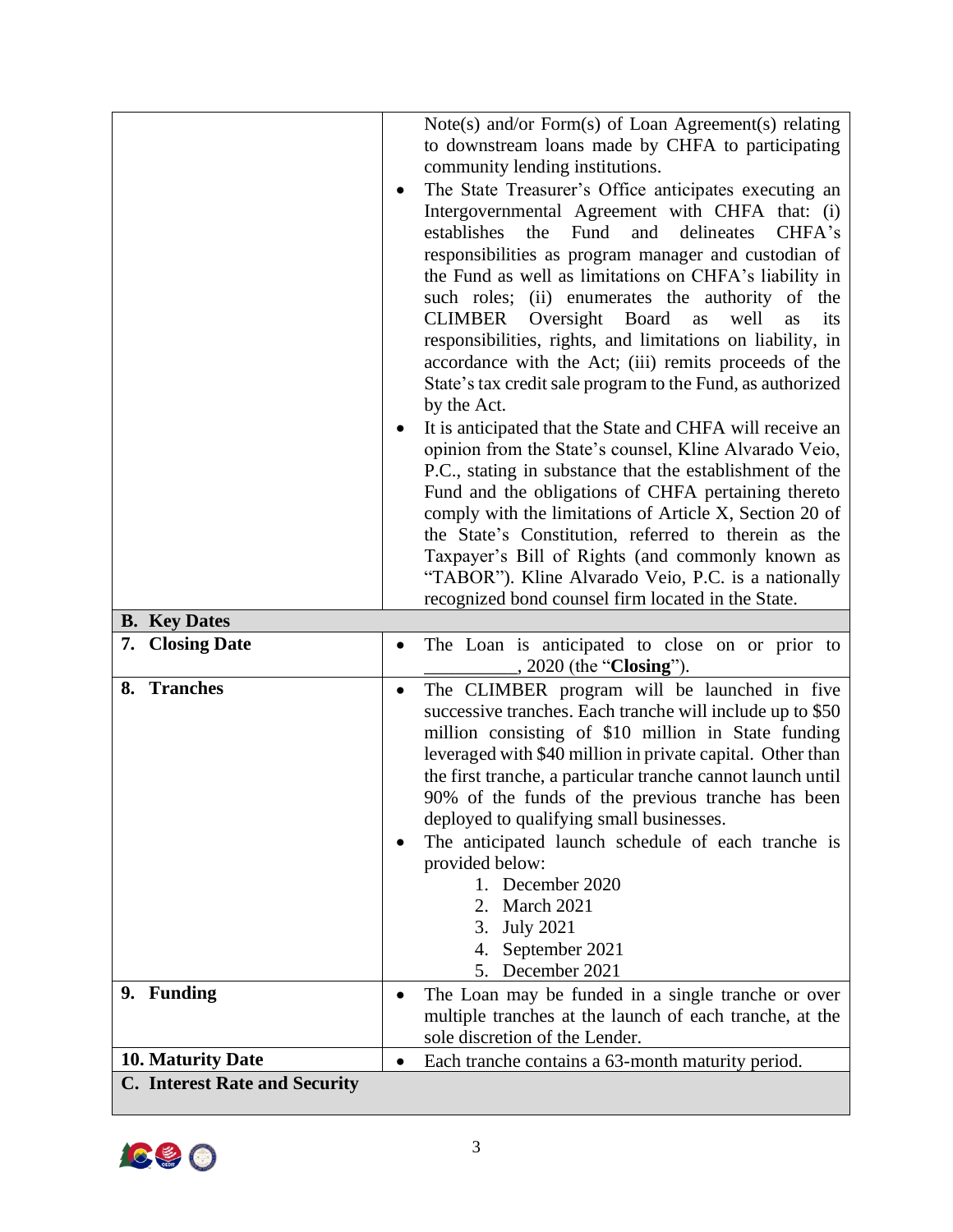| | |
|---|---|
| | Note(s) and/or Form(s) of Loan Agreement(s) relating to downstream loans made by CHFA to participating community lending institutions. <br>• The State Treasurer's Office anticipates executing an Intergovernmental Agreement with CHFA that: (i) establishes the Fund and delineates CHFA's responsibilities as program manager and custodian of the Fund as well as limitations on CHFA's liability in such roles; (ii) enumerates the authority of the CLIMBER Oversight Board as well as its responsibilities, rights, and limitations on liability, in accordance with the Act; (iii) remits proceeds of the State's tax credit sale program to the Fund, as authorized by the Act. <br>• It is anticipated that the State and CHFA will receive an opinion from the State's counsel, Kline Alvarado Veio, P.C., stating in substance that the establishment of the Fund and the obligations of CHFA pertaining thereto comply with the limitations of Article X, Section 20 of the State's Constitution, referred to therein as the Taxpayer's Bill of Rights (and commonly known as "TABOR"). Kline Alvarado Veio, P.C. is a nationally recognized bond counsel firm located in the State. |
| **B. Key Dates** | |
| **7. Closing Date** | • The Loan is anticipated to close on or prior to __________, 2020 (the "**Closing**"). |
| **8. Tranches** | • The CLIMBER program will be launched in five successive tranches. Each tranche will include up to $50 million consisting of $10 million in State funding leveraged with $40 million in private capital. Other than the first tranche, a particular tranche cannot launch until 90% of the funds of the previous tranche has been deployed to qualifying small businesses. <br>• The anticipated launch schedule of each tranche is provided below: <br>1. December 2020 <br>2. March 2021 <br>3. July 2021 <br>4. September 2021 <br>5. December 2021 |
| **9. Funding** | • The Loan may be funded in a single tranche or over multiple tranches at the launch of each tranche, at the sole discretion of the Lender. |
| **10. Maturity Date** | • Each tranche contains a 63-month maturity period. |
| **C. Interest Rate and Security** | |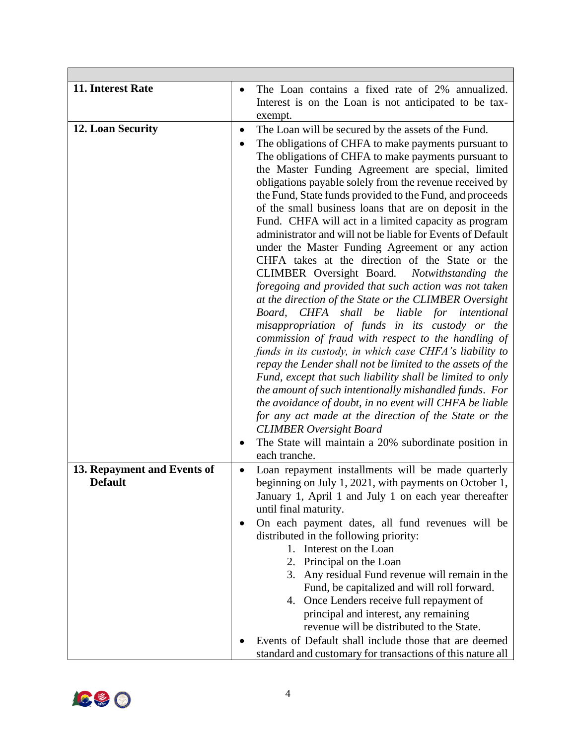| | |
|---|---|
| **11. Interest Rate** | • The Loan contains a fixed rate of 2% annualized. Interest is on the Loan is not anticipated to be tax-exempt. |
| **12. Loan Security** | • The Loan will be secured by the assets of the Fund.<br>• The obligations of CHFA to make payments pursuant to The obligations of CHFA to make payments pursuant to the Master Funding Agreement are special, limited obligations payable solely from the revenue received by the Fund, State funds provided to the Fund, and proceeds of the small business loans that are on deposit in the Fund. CHFA will act in a limited capacity as program administrator and will not be liable for Events of Default under the Master Funding Agreement or any action CHFA takes at the direction of the State or the CLIMBER Oversight Board. *Notwithstanding the foregoing and provided that such action was not taken at the direction of the State or the CLIMBER Oversight Board, CHFA shall be liable for intentional misappropriation of funds in its custody or the commission of fraud with respect to the handling of funds in its custody, in which case CHFA's liability to repay the Lender shall not be limited to the assets of the Fund, except that such liability shall be limited to only the amount of such intentionally mishandled funds. For the avoidance of doubt, in no event will CHFA be liable for any act made at the direction of the State or the CLIMBER Oversight Board*<br>• The State will maintain a 20% subordinate position in each tranche. |
| **13. Repayment and Events of Default** | • Loan repayment installments will be made quarterly beginning on July 1, 2021, with payments on October 1, January 1, April 1 and July 1 on each year thereafter until final maturity.<br>• On each payment dates, all fund revenues will be distributed in the following priority:<br>1. Interest on the Loan<br>2. Principal on the Loan<br>3. Any residual Fund revenue will remain in the Fund, be capitalized and will roll forward.<br>4. Once Lenders receive full repayment of principal and interest, any remaining revenue will be distributed to the State.<br>• Events of Default shall include those that are deemed standard and customary for transactions of this nature all |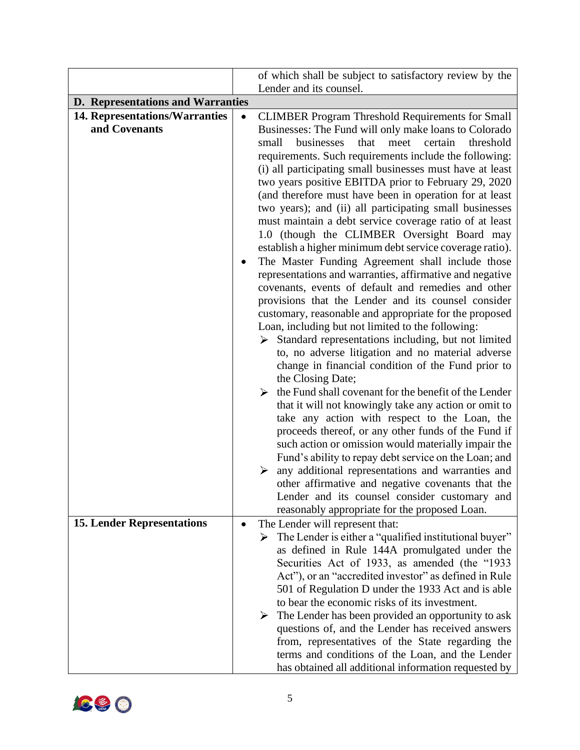| | |
|---|---|
| | of which shall be subject to satisfactory review by the Lender and its counsel. |
| **D. Representations and Warranties** | |
| **14. Representations/Warranties and Covenants** | • CLIMBER Program Threshold Requirements for Small Businesses: The Fund will only make loans to Colorado small businesses that meet certain threshold requirements. Such requirements include the following: (i) all participating small businesses must have at least two years positive EBITDA prior to February 29, 2020 (and therefore must have been in operation for at least two years); and (ii) all participating small businesses must maintain a debt service coverage ratio of at least 1.0 (though the CLIMBER Oversight Board may establish a higher minimum debt service coverage ratio).<br>• The Master Funding Agreement shall include those representations and warranties, affirmative and negative covenants, events of default and remedies and other provisions that the Lender and its counsel consider customary, reasonable and appropriate for the proposed Loan, including but not limited to the following:<br>➢ Standard representations including, but not limited to, no adverse litigation and no material adverse change in financial condition of the Fund prior to the Closing Date;<br>➢ the Fund shall covenant for the benefit of the Lender that it will not knowingly take any action or omit to take any action with respect to the Loan, the proceeds thereof, or any other funds of the Fund if such action or omission would materially impair the Fund's ability to repay debt service on the Loan; and<br>➢ any additional representations and warranties and other affirmative and negative covenants that the Lender and its counsel consider customary and reasonably appropriate for the proposed Loan. |
| **15. Lender Representations** | • The Lender will represent that:<br>➢ The Lender is either a "qualified institutional buyer" as defined in Rule 144A promulgated under the Securities Act of 1933, as amended (the "1933 Act"), or an "accredited investor" as defined in Rule 501 of Regulation D under the 1933 Act and is able to bear the economic risks of its investment.<br>➢ The Lender has been provided an opportunity to ask questions of, and the Lender has received answers from, representatives of the State regarding the terms and conditions of the Loan, and the Lender has obtained all additional information requested by |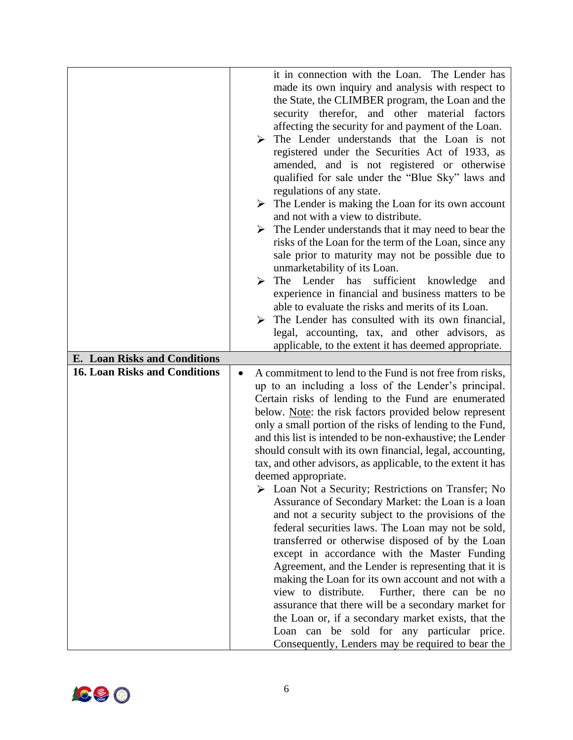| | |
|---|---|
| | it in connection with the Loan. The Lender has made its own inquiry and analysis with respect to the State, the CLIMBER program, the Loan and the security therefor, and other material factors affecting the security for and payment of the Loan.<br>➢ The Lender understands that the Loan is not registered under the Securities Act of 1933, as amended, and is not registered or otherwise qualified for sale under the "Blue Sky" laws and regulations of any state.<br>➢ The Lender is making the Loan for its own account and not with a view to distribute.<br>➢ The Lender understands that it may need to bear the risks of the Loan for the term of the Loan, since any sale prior to maturity may not be possible due to unmarketability of its Loan.<br>➢ The Lender has sufficient knowledge and experience in financial and business matters to be able to evaluate the risks and merits of its Loan.<br>➢ The Lender has consulted with its own financial, legal, accounting, tax, and other advisors, as applicable, to the extent it has deemed appropriate. |
| **E. Loan Risks and Conditions** | |
| **16. Loan Risks and Conditions** | • A commitment to lend to the Fund is not free from risks, up to an including a loss of the Lender's principal. Certain risks of lending to the Fund are enumerated below. Note: the risk factors provided below represent only a small portion of the risks of lending to the Fund, and this list is intended to be non-exhaustive; the Lender should consult with its own financial, legal, accounting, tax, and other advisors, as applicable, to the extent it has deemed appropriate.<br>➢ Loan Not a Security; Restrictions on Transfer; No Assurance of Secondary Market: the Loan is a loan and not a security subject to the provisions of the federal securities laws. The Loan may not be sold, transferred or otherwise disposed of by the Loan except in accordance with the Master Funding Agreement, and the Lender is representing that it is making the Loan for its own account and not with a view to distribute. Further, there can be no assurance that there will be a secondary market for the Loan or, if a secondary market exists, that the Loan can be sold for any particular price. Consequently, Lenders may be required to bear the |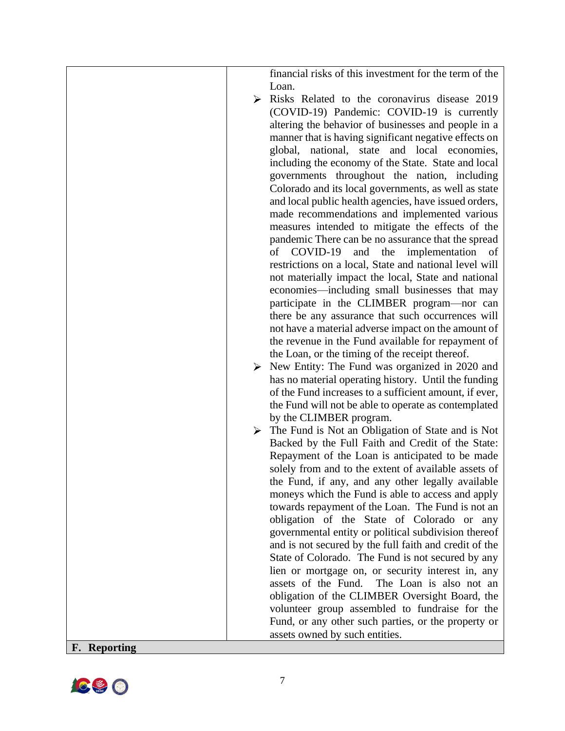| | financial risks of this investment for the term of the Loan.<br>➢ Risks Related to the coronavirus disease 2019 (COVID-19) Pandemic: COVID-19 is currently altering the behavior of businesses and people in a manner that is having significant negative effects on global, national, state and local economies, including the economy of the State. State and local governments throughout the nation, including Colorado and its local governments, as well as state and local public health agencies, have issued orders, made recommendations and implemented various measures intended to mitigate the effects of the pandemic There can be no assurance that the spread of COVID-19 and the implementation of restrictions on a local, State and national level will not materially impact the local, State and national economies—including small businesses that may participate in the CLIMBER program—nor can there be any assurance that such occurrences will not have a material adverse impact on the amount of the revenue in the Fund available for repayment of the Loan, or the timing of the receipt thereof.<br>➢ New Entity: The Fund was organized in 2020 and has no material operating history. Until the funding of the Fund increases to a sufficient amount, if ever, the Fund will not be able to operate as contemplated by the CLIMBER program.<br>➢ The Fund is Not an Obligation of State and is Not Backed by the Full Faith and Credit of the State: Repayment of the Loan is anticipated to be made solely from and to the extent of available assets of the Fund, if any, and any other legally available moneys which the Fund is able to access and apply towards repayment of the Loan. The Fund is not an obligation of the State of Colorado or any governmental entity or political subdivision thereof and is not secured by the full faith and credit of the State of Colorado. The Fund is not secured by any lien or mortgage on, or security interest in, any assets of the Fund. The Loan is also not an obligation of the CLIMBER Oversight Board, the volunteer group assembled to fundraise for the Fund, or any other such parties, or the property or assets owned by such entities. |
|---|---|
| **F. Reporting** | |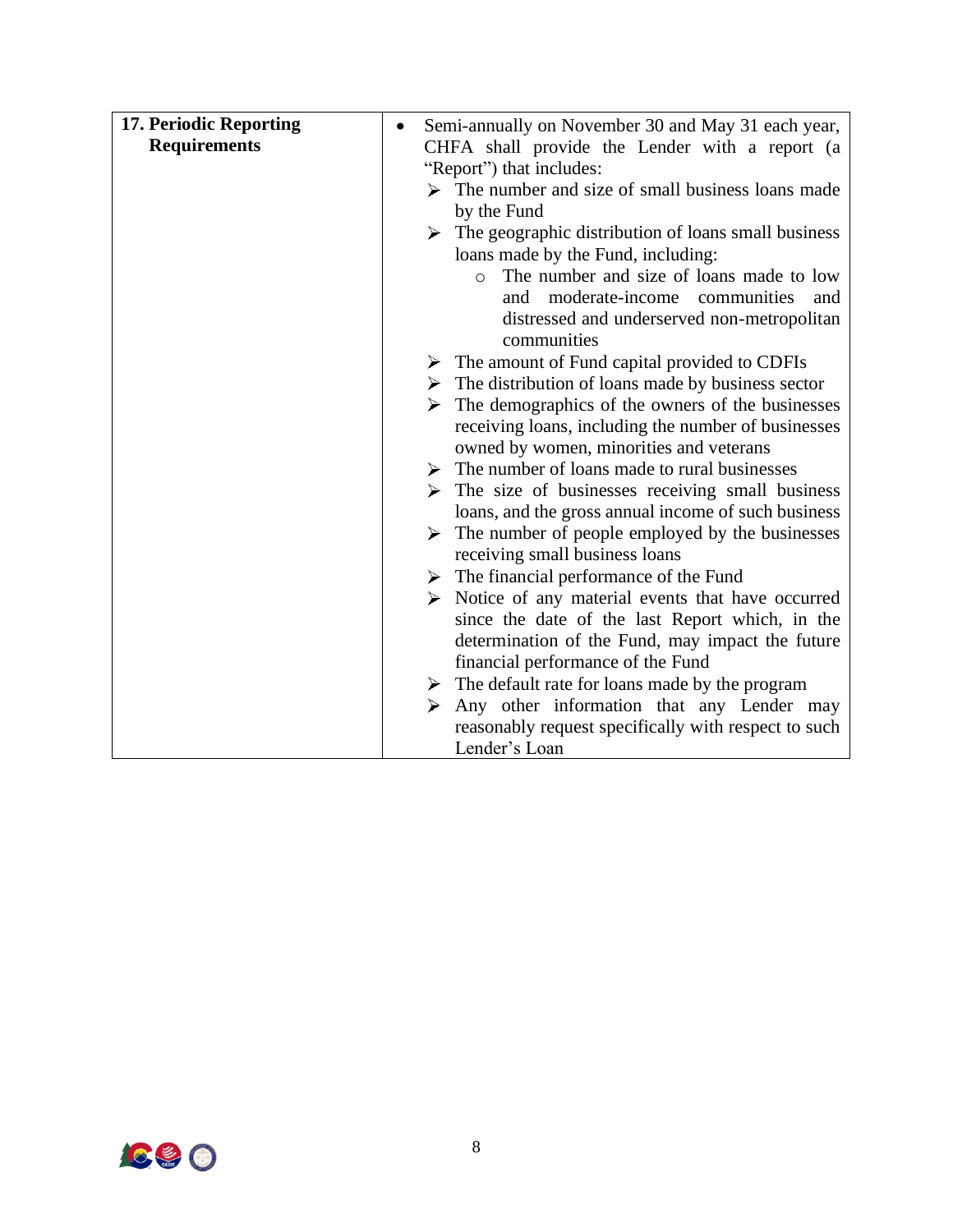| | |
|---|---|
| **17. Periodic Reporting Requirements** | • Semi-annually on November 30 and May 31 each year, CHFA shall provide the Lender with a report (a "Report") that includes:<br>➢ The number and size of small business loans made by the Fund<br>➢ The geographic distribution of loans small business loans made by the Fund, including:<br>&nbsp;&nbsp;&nbsp;&nbsp;○ The number and size of loans made to low and moderate-income communities and distressed and underserved non-metropolitan communities<br>➢ The amount of Fund capital provided to CDFIs<br>➢ The distribution of loans made by business sector<br>➢ The demographics of the owners of the businesses receiving loans, including the number of businesses owned by women, minorities and veterans<br>➢ The number of loans made to rural businesses<br>➢ The size of businesses receiving small business loans, and the gross annual income of such business<br>➢ The number of people employed by the businesses receiving small business loans<br>➢ The financial performance of the Fund<br>➢ Notice of any material events that have occurred since the date of the last Report which, in the determination of the Fund, may impact the future financial performance of the Fund<br>➢ The default rate for loans made by the program<br>➢ Any other information that any Lender may reasonably request specifically with respect to such Lender's Loan |